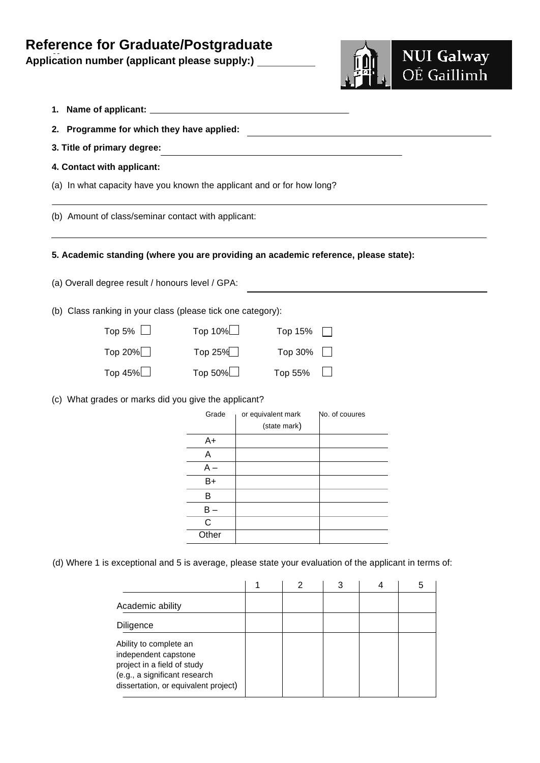# Reference for Graduate/Postgraduate

**Application number (applicant please supply:)** __________

NUI Galway
OÉ Gaillimh

1. **Name of applicant:** ________________________________________

2. **Programme for which they have applied:** ________________________________________

3. **Title of primary degree:** ________________________________________

4. **Contact with applicant:**

(a) In what capacity have you known the applicant and or for how long?

________________________________________

(b) Amount of class/seminar contact with applicant:

________________________________________

**5. Academic standing (where you are providing an academic reference, please state):**

(a) Overall degree result / honours level / GPA: ________________________________________

(b) Class ranking in your class (please tick one category):

| | | |
|---|---|---|
| Top 5% ☐ | Top 10% ☐ | Top 15% ☐ |
| Top 20% ☐ | Top 25% ☐ | Top 30% ☐ |
| Top 45% ☐ | Top 50% ☐ | Top 55% ☐ |

(c) What grades or marks did you give the applicant?

| Grade | or equivalent mark (state mark) | No. of couures |
|---|---|---|
| A+ | | |
| A | | |
| A – | | |
| B+ | | |
| B | | |
| B – | | |
| C | | |
| Other | | |

(d) Where 1 is exceptional and 5 is average, please state your evaluation of the applicant in terms of:

| | 1 | 2 | 3 | 4 | 5 |
|---|---|---|---|---|---|
| Academic ability | | | | | |
| Diligence | | | | | |
| Ability to complete an independent capstone project in a field of study (e.g., a significant research dissertation, or equivalent project) | | | | | |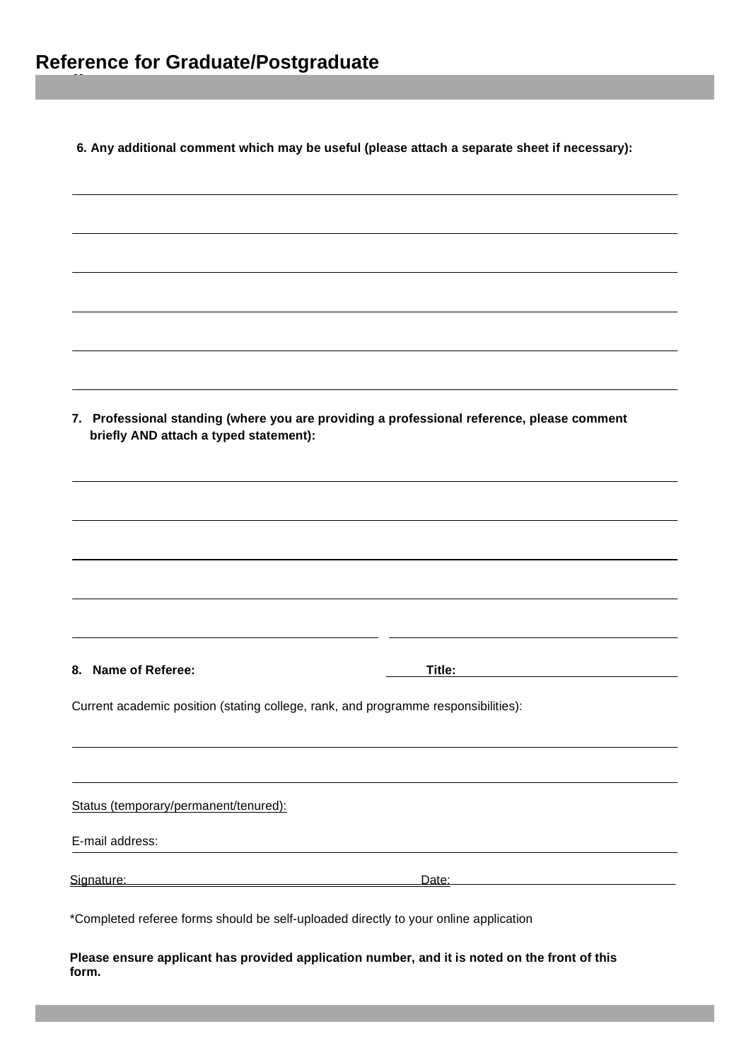# Reference for Graduate/Postgraduate

**6. Any additional comment which may be useful (please attach a separate sheet if necessary):**

**7. Professional standing (where you are providing a professional reference, please comment briefly AND attach a typed statement):**

**8. Name of Referee:** **Title:**

Current academic position (stating college, rank, and programme responsibilities):

Status (temporary/permanent/tenured):

E-mail address:

Signature: Date:

*Completed referee forms should be self-uploaded directly to your online application

**Please ensure applicant has provided application number, and it is noted on the front of this form.**